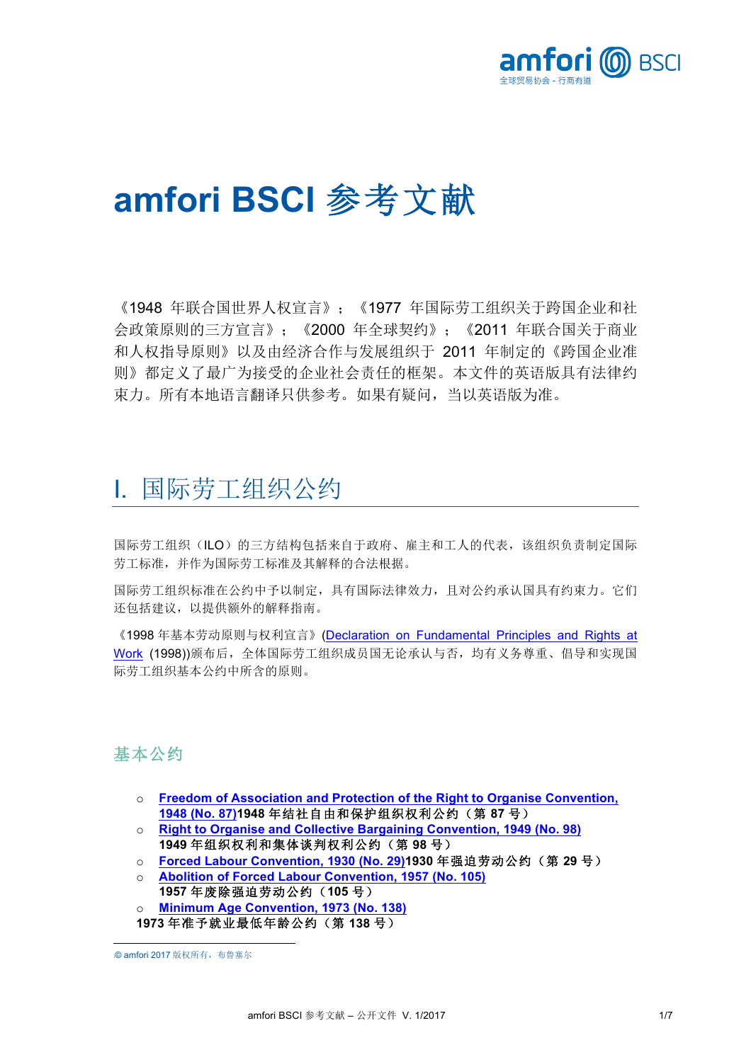# amfori BSCI 参考文献

《1948 年联合国世界人权宣言》；《1977 年国际劳工组织关于跨国企业和社会政策原则的三方宣言》；《2000 年全球契约》；《2011 年联合国关于商业和人权指导原则》以及由经济合作与发展组织于 2011 年制定的《跨国企业准则》都定义了最广为接受的企业社会责任的框架。本文件的英语版具有法律约束力。所有本地语言翻译只供参考。如果有疑问，当以英语版为准。

## I. 国际劳工组织公约

国际劳工组织（ILO）的三方结构包括来自于政府、雇主和工人的代表，该组织负责制定国际劳工标准，并作为国际劳工标准及其解释的合法根据。

国际劳工组织标准在公约中予以制定，具有国际法律效力，且对公约承认国具有约束力。它们还包括建议，以提供额外的解释指南。

《1998 年基本劳动原则与权利宣言》(Declaration on Fundamental Principles and Rights at Work (1998))颁布后，全体国际劳工组织成员国无论承认与否，均有义务尊重、倡导和实现国际劳工组织基本公约中所含的原则。

### 基本公约

- **Freedom of Association and Protection of the Right to Organise Convention, 1948 (No. 87)1948 年结社自由和保护组织权利公约（第 87 号）**
- **Right to Organise and Collective Bargaining Convention, 1949 (No. 98) 1949 年组织权利和集体谈判权利公约（第 98 号）**
- **Forced Labour Convention, 1930 (No. 29)1930 年强迫劳动公约（第 29 号）**
- **Abolition of Forced Labour Convention, 1957 (No. 105) 1957 年废除强迫劳动公约（105 号）**
- **Minimum Age Convention, 1973 (No. 138) 1973 年准予就业最低年龄公约（第 138 号）**

© amfori 2017 版权所有，布鲁塞尔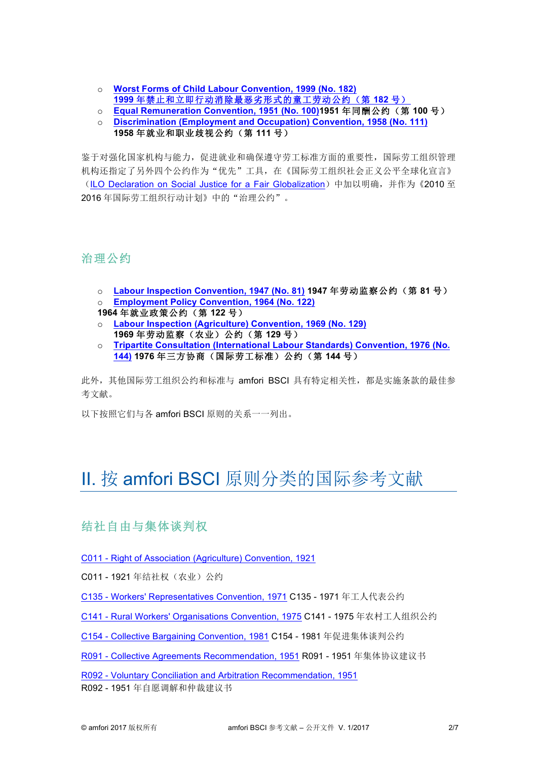- **Worst Forms of Child Labour Convention, 1999 (No. 182)**
  **1999 年禁止和立即行动消除最恶劣形式的童工劳动公约（第 182 号）**
- **Equal Remuneration Convention, 1951 (No. 100)1951 年同酬公约（第 100 号）**
- **Discrimination (Employment and Occupation) Convention, 1958 (No. 111)**
  **1958 年就业和职业歧视公约（第 111 号）**

鉴于对强化国家机构与能力，促进就业和确保遵守劳工标准方面的重要性，国际劳工组织管理机构还指定了另外四个公约作为“优先”工具，在《国际劳工组织社会正义公平全球化宣言》（ILO Declaration on Social Justice for a Fair Globalization）中加以明确，并作为《2010 至 2016 年国际劳工组织行动计划》中的“治理公约”。

### 治理公约

- **Labour Inspection Convention, 1947 (No. 81) 1947 年劳动监察公约（第 81 号）**
- **Employment Policy Convention, 1964 (No. 122)**
  **1964 年就业政策公约（第 122 号）**
- **Labour Inspection (Agriculture) Convention, 1969 (No. 129)**
  **1969 年劳动监察（农业）公约（第 129 号）**
- **Tripartite Consultation (International Labour Standards) Convention, 1976 (No. 144) 1976 年三方协商（国际劳工标准）公约（第 144 号）**

此外，其他国际劳工组织公约和标准与 amfori BSCI 具有特定相关性，都是实施条款的最佳参考文献。

以下按照它们与各 amfori BSCI 原则的关系一一列出。

# II. 按 amfori BSCI 原则分类的国际参考文献

### 结社自由与集体谈判权

C011 - Right of Association (Agriculture) Convention, 1921

C011 - 1921 年结社权（农业）公约

C135 - Workers' Representatives Convention, 1971 C135 - 1971 年工人代表公约

C141 - Rural Workers' Organisations Convention, 1975 C141 - 1975 年农村工人组织公约

C154 - Collective Bargaining Convention, 1981 C154 - 1981 年促进集体谈判公约

R091 - Collective Agreements Recommendation, 1951 R091 - 1951 年集体协议建议书

R092 - Voluntary Conciliation and Arbitration Recommendation, 1951
R092 - 1951 年自愿调解和仲裁建议书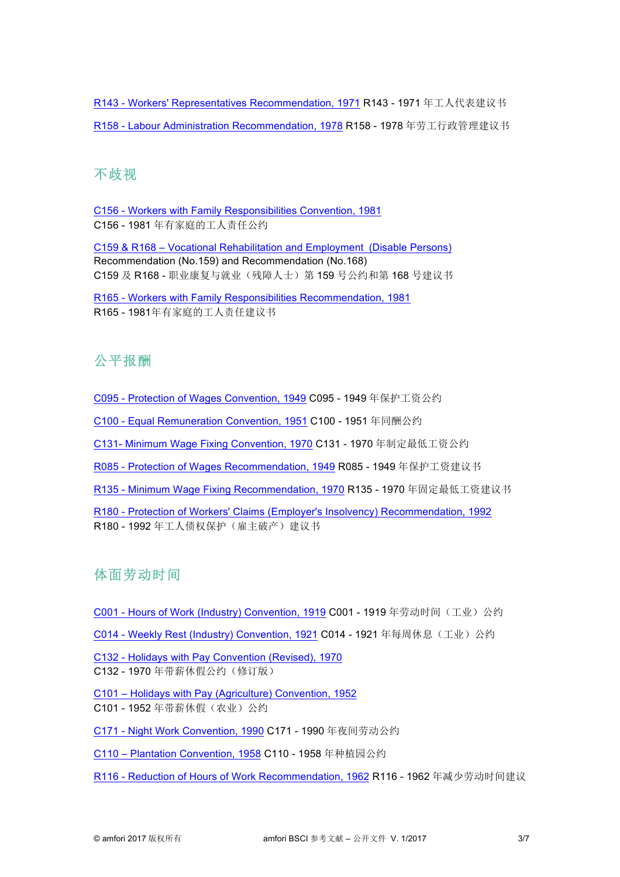R143 - Workers' Representatives Recommendation, 1971 R143 - 1971 年工人代表建议书

R158 - Labour Administration Recommendation, 1978 R158 - 1978 年劳工行政管理建议书

## 不歧视

C156 - Workers with Family Responsibilities Convention, 1981
C156 - 1981 年有家庭的工人责任公约

C159 & R168 – Vocational Rehabilitation and Employment (Disable Persons) Recommendation (No.159) and Recommendation (No.168)
C159 及 R168 - 职业康复与就业（残障人士）第 159 号公约和第 168 号建议书

R165 - Workers with Family Responsibilities Recommendation, 1981
R165 - 1981年有家庭的工人责任建议书

## 公平报酬

C095 - Protection of Wages Convention, 1949 C095 - 1949 年保护工资公约

C100 - Equal Remuneration Convention, 1951 C100 - 1951 年同酬公约

C131- Minimum Wage Fixing Convention, 1970 C131 - 1970 年制定最低工资公约

R085 - Protection of Wages Recommendation, 1949 R085 - 1949 年保护工资建议书

R135 - Minimum Wage Fixing Recommendation, 1970 R135 - 1970 年固定最低工资建议书

R180 - Protection of Workers' Claims (Employer's Insolvency) Recommendation, 1992
R180 - 1992 年工人债权保护（雇主破产）建议书

## 体面劳动时间

C001 - Hours of Work (Industry) Convention, 1919 C001 - 1919 年劳动时间（工业）公约

C014 - Weekly Rest (Industry) Convention, 1921 C014 - 1921 年每周休息（工业）公约

C132 - Holidays with Pay Convention (Revised), 1970
C132 - 1970 年带薪休假公约（修订版）

C101 – Holidays with Pay (Agriculture) Convention, 1952
C101 - 1952 年带薪休假（农业）公约

C171 - Night Work Convention, 1990 C171 - 1990 年夜间劳动公约

C110 – Plantation Convention, 1958 C110 - 1958 年种植园公约

R116 - Reduction of Hours of Work Recommendation, 1962 R116 - 1962 年减少劳动时间建议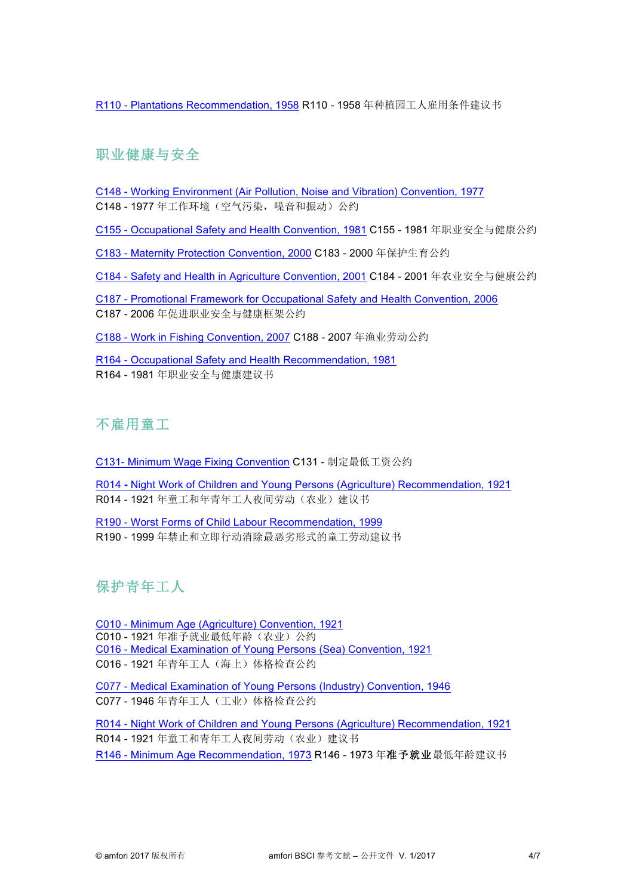[R110 - Plantations Recommendation, 1958] R110 - 1958 年种植园工人雇用条件建议书

## 职业健康与安全

[C148 - Working Environment (Air Pollution, Noise and Vibration) Convention, 1977]
C148 - 1977 年工作环境（空气污染，噪音和振动）公约

[C155 - Occupational Safety and Health Convention, 1981] C155 - 1981 年职业安全与健康公约

[C183 - Maternity Protection Convention, 2000] C183 - 2000 年保护生育公约

[C184 - Safety and Health in Agriculture Convention, 2001] C184 - 2001 年农业安全与健康公约

[C187 - Promotional Framework for Occupational Safety and Health Convention, 2006]
C187 - 2006 年促进职业安全与健康框架公约

[C188 - Work in Fishing Convention, 2007] C188 - 2007 年渔业劳动公约

[R164 - Occupational Safety and Health Recommendation, 1981]
R164 - 1981 年职业安全与健康建议书

## 不雇用童工

[C131- Minimum Wage Fixing Convention] C131 - 制定最低工资公约

[R014 - Night Work of Children and Young Persons (Agriculture) Recommendation, 1921]
R014 - 1921 年童工和年青年工人夜间劳动（农业）建议书

[R190 - Worst Forms of Child Labour Recommendation, 1999]
R190 - 1999 年禁止和立即行动消除最恶劣形式的童工劳动建议书

## 保护青年工人

[C010 - Minimum Age (Agriculture) Convention, 1921]
C010 - 1921 年准予就业最低年龄（农业）公约
[C016 - Medical Examination of Young Persons (Sea) Convention, 1921]
C016 - 1921 年青年工人（海上）体格检查公约

[C077 - Medical Examination of Young Persons (Industry) Convention, 1946]
C077 - 1946 年青年工人（工业）体格检查公约

[R014 - Night Work of Children and Young Persons (Agriculture) Recommendation, 1921]
R014 - 1921 年童工和青年工人夜间劳动（农业）建议书
[R146 - Minimum Age Recommendation, 1973] R146 - 1973 年**准予就业**最低年龄建议书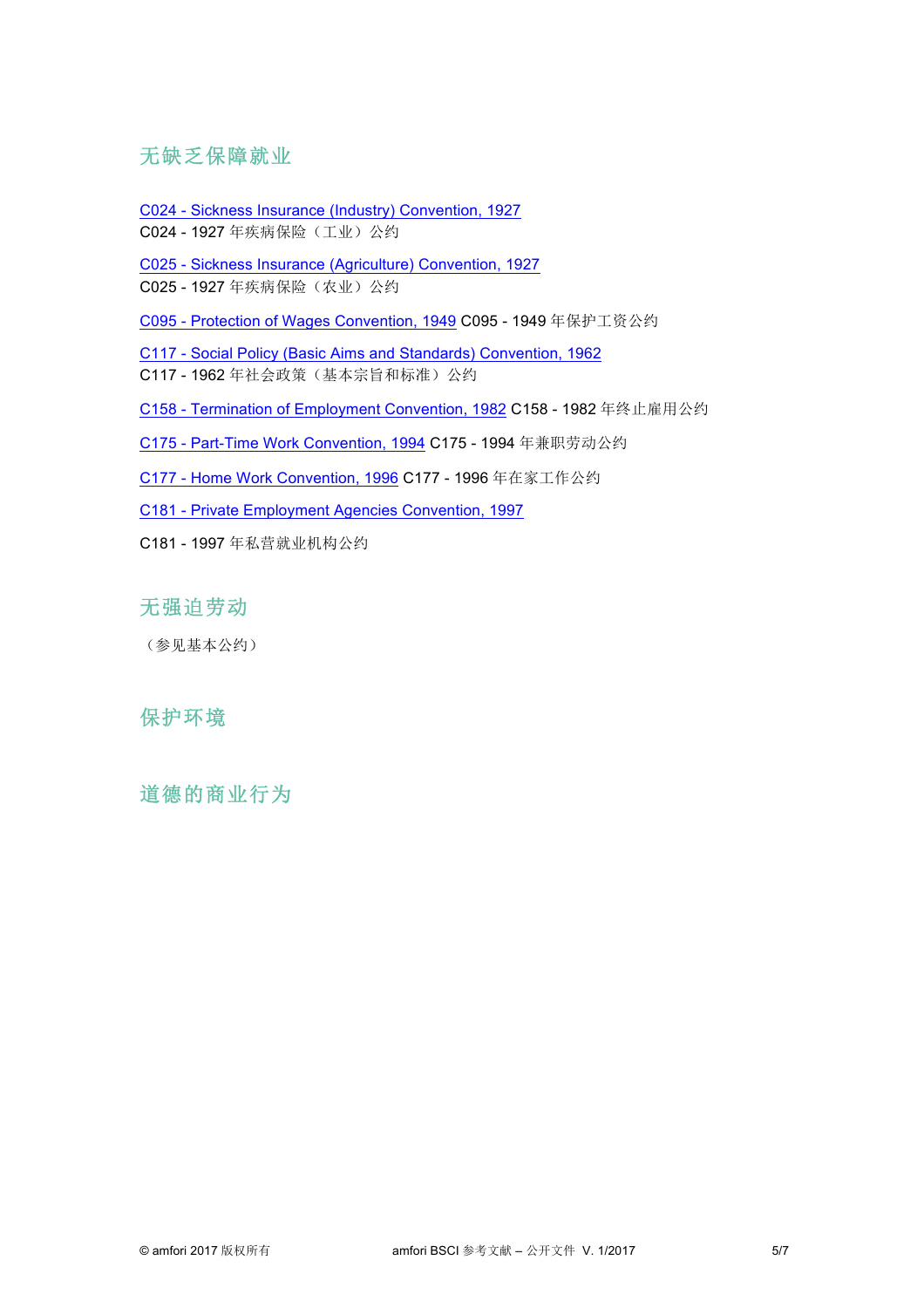## 无缺乏保障就业

C024 - Sickness Insurance (Industry) Convention, 1927
C024 - 1927 年疾病保险（工业）公约

C025 - Sickness Insurance (Agriculture) Convention, 1927
C025 - 1927 年疾病保险（农业）公约

C095 - Protection of Wages Convention, 1949 C095 - 1949 年保护工资公约

C117 - Social Policy (Basic Aims and Standards) Convention, 1962
C117 - 1962 年社会政策（基本宗旨和标准）公约

C158 - Termination of Employment Convention, 1982 C158 - 1982 年终止雇用公约

C175 - Part-Time Work Convention, 1994 C175 - 1994 年兼职劳动公约

C177 - Home Work Convention, 1996 C177 - 1996 年在家工作公约

C181 - Private Employment Agencies Convention, 1997

C181 - 1997 年私营就业机构公约

## 无强迫劳动

（参见基本公约）

## 保护环境

## 道德的商业行为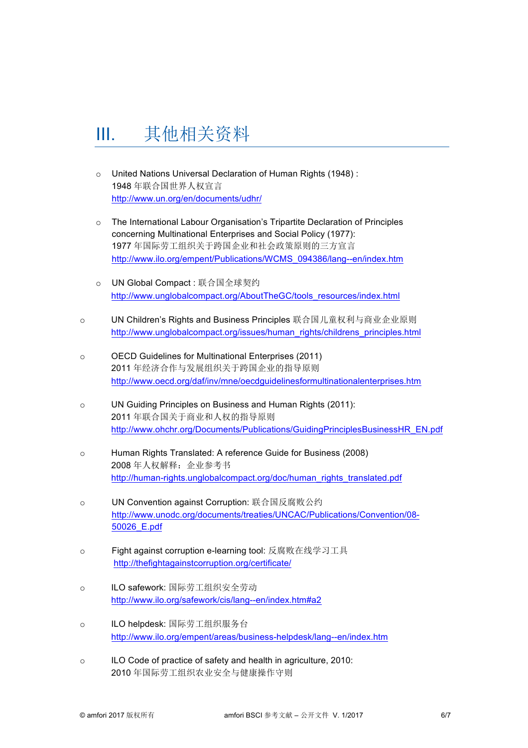# III. 其他相关资料

- United Nations Universal Declaration of Human Rights (1948) :
  1948 年联合国世界人权宣言
  http://www.un.org/en/documents/udhr/

- The International Labour Organisation's Tripartite Declaration of Principles concerning Multinational Enterprises and Social Policy (1977):
  1977 年国际劳工组织关于跨国企业和社会政策原则的三方宣言
  http://www.ilo.org/empent/Publications/WCMS_094386/lang--en/index.htm

- UN Global Compact : 联合国全球契约
  http://www.unglobalcompact.org/AboutTheGC/tools_resources/index.html

- UN Children's Rights and Business Principles 联合国儿童权利与商业企业原则
  http://www.unglobalcompact.org/issues/human_rights/childrens_principles.html

- OECD Guidelines for Multinational Enterprises (2011)
  2011 年经济合作与发展组织关于跨国企业的指导原则
  http://www.oecd.org/daf/inv/mne/oecdguidelinesformultinationalenterprises.htm

- UN Guiding Principles on Business and Human Rights (2011):
  2011 年联合国关于商业和人权的指导原则
  http://www.ohchr.org/Documents/Publications/GuidingPrinciplesBusinessHR_EN.pdf

- Human Rights Translated: A reference Guide for Business (2008)
  2008 年人权解释：企业参考书
  http://human-rights.unglobalcompact.org/doc/human_rights_translated.pdf

- UN Convention against Corruption: 联合国反腐败公约
  http://www.unodc.org/documents/treaties/UNCAC/Publications/Convention/08-50026_E.pdf

- Fight against corruption e-learning tool: 反腐败在线学习工具
  http://thefightagainstcorruption.org/certificate/

- ILO safework: 国际劳工组织安全劳动
  http://www.ilo.org/safework/cis/lang--en/index.htm#a2

- ILO helpdesk: 国际劳工组织服务台
  http://www.ilo.org/empent/areas/business-helpdesk/lang--en/index.htm

- ILO Code of practice of safety and health in agriculture, 2010:
  2010 年国际劳工组织农业安全与健康操作守则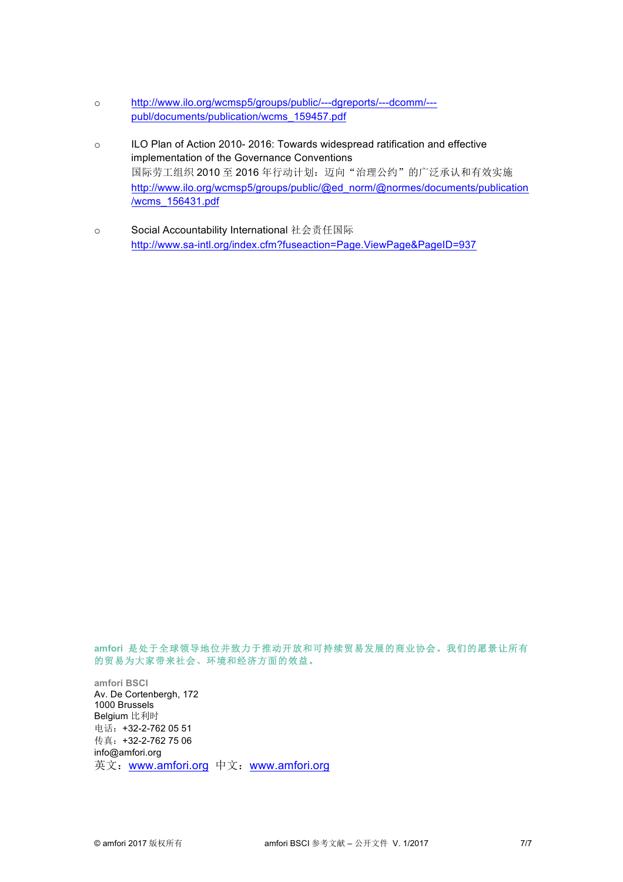- http://www.ilo.org/wcmsp5/groups/public/---dgreports/---dcomm/---publ/documents/publication/wcms_159457.pdf

- ILO Plan of Action 2010- 2016: Towards widespread ratification and effective implementation of the Governance Conventions
  国际劳工组织 2010 至 2016 年行动计划：迈向“治理公约”的广泛承认和有效实施
  http://www.ilo.org/wcmsp5/groups/public/@ed_norm/@normes/documents/publication/wcms_156431.pdf

- Social Accountability International 社会责任国际
  http://www.sa-intl.org/index.cfm?fuseaction=Page.ViewPage&PageID=937

**amfori** 是处于全球领导地位并致力于推动开放和可持续贸易发展的商业协会。我们的愿景让所有的贸易为大家带来社会、环境和经济方面的效益。

**amfori BSCI**
Av. De Cortenbergh, 172
1000 Brussels
Belgium 比利时
电话：+32-2-762 05 51
传真：+32-2-762 75 06
info@amfori.org
英文：www.amfori.org 中文：www.amfori.org